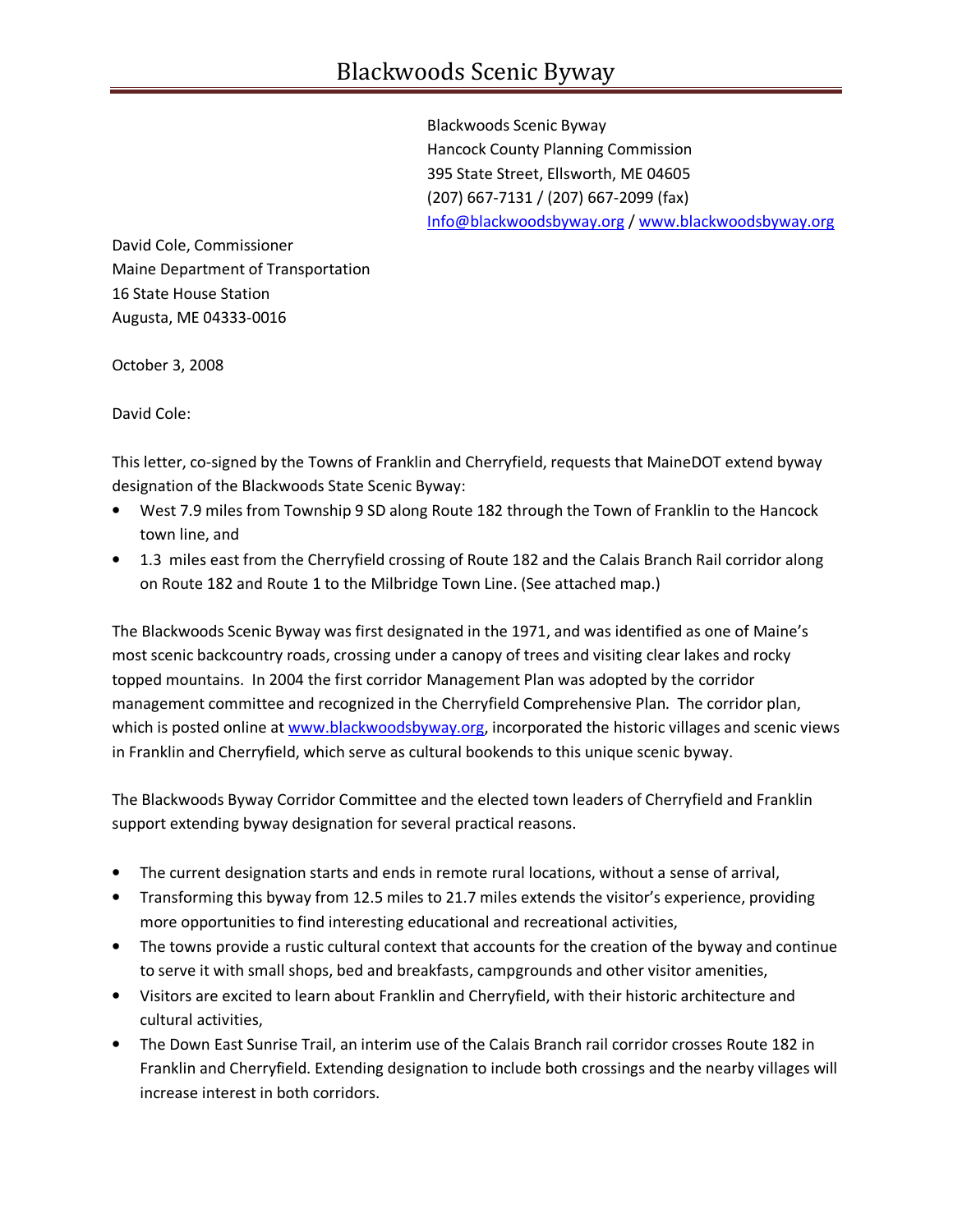# Blackwoods Scenic Byway

Blackwoods Scenic Byway
Hancock County Planning Commission
395 State Street, Ellsworth, ME 04605
(207) 667-7131 / (207) 667-2099 (fax)
[Info@blackwoodsbyway.org](mailto:Info@blackwoodsbyway.org) / [www.blackwoodsbyway.org](http://www.blackwoodsbyway.org)

David Cole, Commissioner
Maine Department of Transportation
16 State House Station
Augusta, ME 04333-0016

October 3, 2008

David Cole:

This letter, co-signed by the Towns of Franklin and Cherryfield, requests that MaineDOT extend byway designation of the Blackwoods State Scenic Byway:

- West 7.9 miles from Township 9 SD along Route 182 through the Town of Franklin to the Hancock town line, and
- 1.3 miles east from the Cherryfield crossing of Route 182 and the Calais Branch Rail corridor along on Route 182 and Route 1 to the Milbridge Town Line. (See attached map.)

The Blackwoods Scenic Byway was first designated in the 1971, and was identified as one of Maine's most scenic backcountry roads, crossing under a canopy of trees and visiting clear lakes and rocky topped mountains. In 2004 the first corridor Management Plan was adopted by the corridor management committee and recognized in the Cherryfield Comprehensive Plan. The corridor plan, which is posted online at [www.blackwoodsbyway.org](http://www.blackwoodsbyway.org), incorporated the historic villages and scenic views in Franklin and Cherryfield, which serve as cultural bookends to this unique scenic byway.

The Blackwoods Byway Corridor Committee and the elected town leaders of Cherryfield and Franklin support extending byway designation for several practical reasons.

- The current designation starts and ends in remote rural locations, without a sense of arrival,
- Transforming this byway from 12.5 miles to 21.7 miles extends the visitor's experience, providing more opportunities to find interesting educational and recreational activities,
- The towns provide a rustic cultural context that accounts for the creation of the byway and continue to serve it with small shops, bed and breakfasts, campgrounds and other visitor amenities,
- Visitors are excited to learn about Franklin and Cherryfield, with their historic architecture and cultural activities,
- The Down East Sunrise Trail, an interim use of the Calais Branch rail corridor crosses Route 182 in Franklin and Cherryfield. Extending designation to include both crossings and the nearby villages will increase interest in both corridors.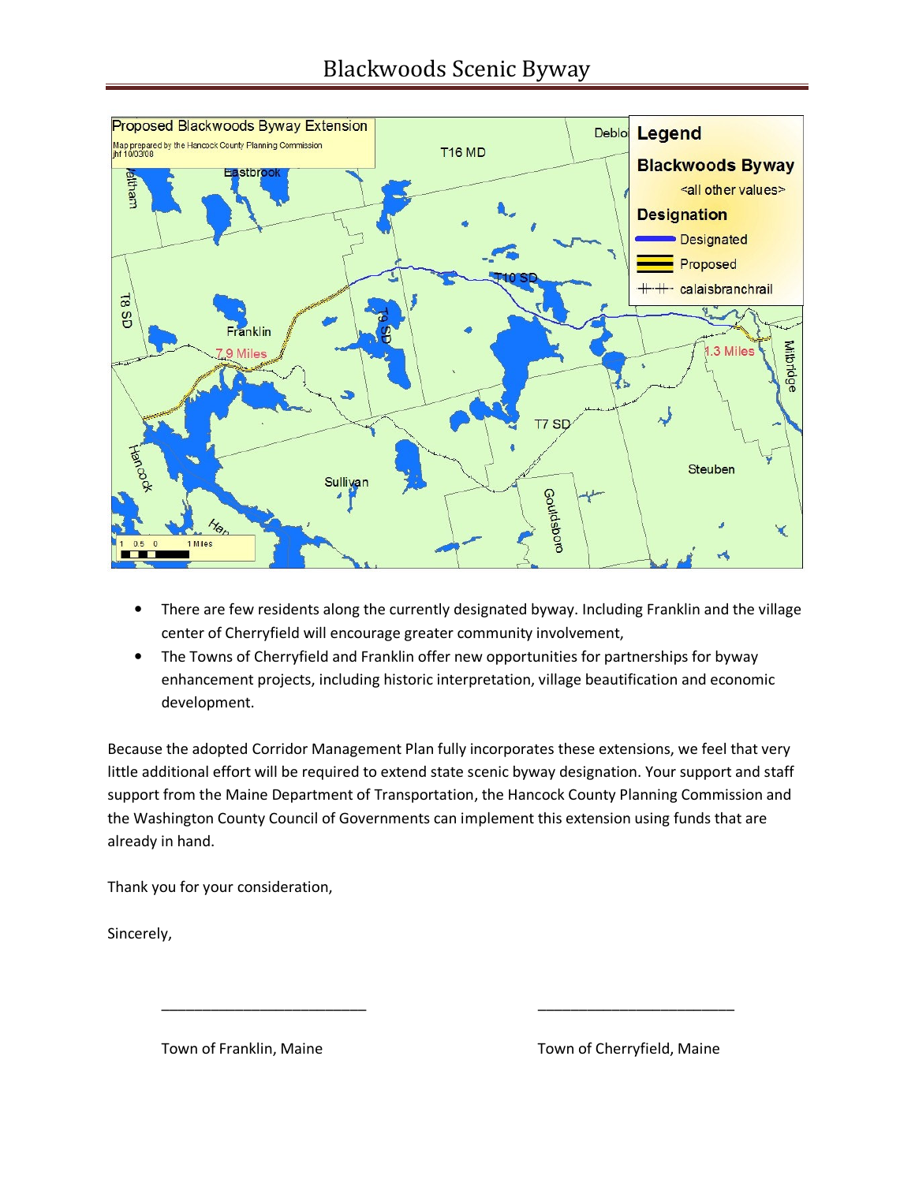# Blackwoods Scenic Byway

Proposed Blackwoods Byway Extension

Map prepared by the Hancock County Planning Commission
jhf 10/03/08

Legend

Blackwoods Byway

<all other values>

Designation

Designated

Proposed

calaisbranchrail

Eastbrook

T16 MD

Deblo

Waltham

T8 SD

Franklin

7.9 Miles

T9 SD

T10 SD

1.3 Miles

Milbridge

T7 SD

Hancock

Sullivan

Steuben

Gouldsboro

Han

1 0.5 0 1 Miles

- There are few residents along the currently designated byway. Including Franklin and the village center of Cherryfield will encourage greater community involvement,
- The Towns of Cherryfield and Franklin offer new opportunities for partnerships for byway enhancement projects, including historic interpretation, village beautification and economic development.

Because the adopted Corridor Management Plan fully incorporates these extensions, we feel that very little additional effort will be required to extend state scenic byway designation. Your support and staff support from the Maine Department of Transportation, the Hancock County Planning Commission and the Washington County Council of Governments can implement this extension using funds that are already in hand.

Thank you for your consideration,

Sincerely,

\_\_\_\_\_\_\_\_\_\_\_\_\_\_\_\_\_\_\_\_\_\_\_\_\_\_

Town of Franklin, Maine

\_\_\_\_\_\_\_\_\_\_\_\_\_\_\_\_\_\_\_\_\_\_\_\_\_\_

Town of Cherryfield, Maine